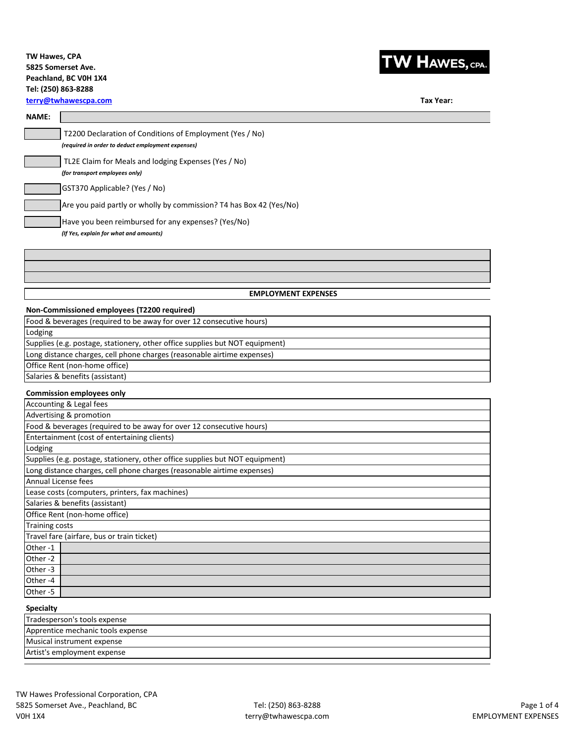**TW Hawes, CPA**
**5825 Somerset Ave.**
**Peachland, BC V0H 1X4**
**Tel: (250) 863-8288**
**terry@twhawescpa.com**

TW HAWES, CPA.

**Tax Year:**

**NAME:**

| | |
|---|---|
| | T2200 Declaration of Conditions of Employment (Yes / No) *(required in order to deduct employment expenses)* |
| | TL2E Claim for Meals and lodging Expenses (Yes / No) *(for transport employees only)* |
| | GST370 Applicable? (Yes / No) |
| | Are you paid partly or wholly by commission? T4 has Box 42 (Yes/No) |
| | Have you been reimbursed for any expenses? (Yes/No) *(If Yes, explain for what and amounts)* |

## EMPLOYMENT EXPENSES

**Non-Commissioned employees (T2200 required)**

| Expense | Amount |
|---|---|
| Food & beverages (required to be away for over 12 consecutive hours) | |
| Lodging | |
| Supplies (e.g. postage, stationery, other office supplies but NOT equipment) | |
| Long distance charges, cell phone charges (reasonable airtime expenses) | |
| Office Rent (non-home office) | |
| Salaries & benefits (assistant) | |

**Commission employees only**

| Expense | Amount |
|---|---|
| Accounting & Legal fees | |
| Advertising & promotion | |
| Food & beverages (required to be away for over 12 consecutive hours) | |
| Entertainment (cost of entertaining clients) | |
| Lodging | |
| Supplies (e.g. postage, stationery, other office supplies but NOT equipment) | |
| Long distance charges, cell phone charges (reasonable airtime expenses) | |
| Annual License fees | |
| Lease costs (computers, printers, fax machines) | |
| Salaries & benefits (assistant) | |
| Office Rent (non-home office) | |
| Training costs | |
| Travel fare (airfare, bus or train ticket) | |
| Other -1 | |
| Other -2 | |
| Other -3 | |
| Other -4 | |
| Other -5 | |

**Specialty**

| Expense | Amount |
|---|---|
| Tradesperson's tools expense | |
| Apprentice mechanic tools expense | |
| Musical instrument expense | |
| Artist's employment expense | |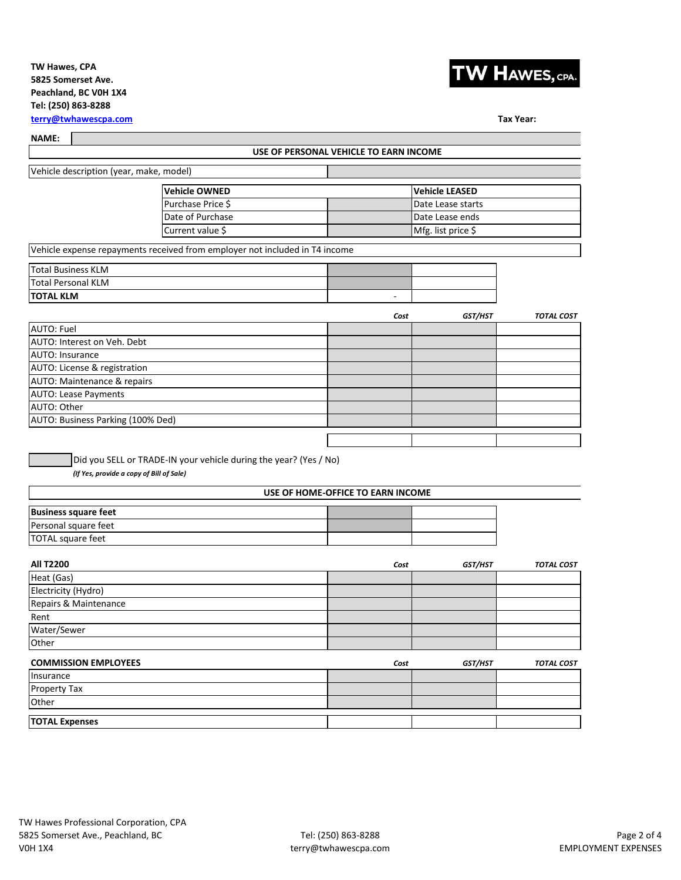**TW Hawes, CPA**
**5825 Somerset Ave.**
**Peachland, BC V0H 1X4**
**Tel: (250) 863-8288**
**terry@twhawescpa.com**

TW HAWES, CPA.

**Tax Year:**

**NAME:**

## USE OF PERSONAL VEHICLE TO EARN INCOME

| Vehicle description (year, make, model) | |
|---|---|

| Vehicle OWNED | | Vehicle LEASED | |
|---|---|---|---|
| Purchase Price $ | | Date Lease starts | |
| Date of Purchase | | Date Lease ends | |
| Current value $ | | Mfg. list price $ | |

| Vehicle expense repayments received from employer not included in T4 income |
|---|

| | | |
|---|---|---|
| Total Business KLM | | |
| Total Personal KLM | | |
| **TOTAL KLM** | - | |

| | *Cost* | *GST/HST* | *TOTAL COST* |
|---|---|---|---|
| AUTO: Fuel | | | |
| AUTO: Interest on Veh. Debt | | | |
| AUTO: Insurance | | | |
| AUTO: License & registration | | | |
| AUTO: Maintenance & repairs | | | |
| AUTO: Lease Payments | | | |
| AUTO: Other | | | |
| AUTO: Business Parking (100% Ded) | | | |
| | | | |

Did you SELL or TRADE-IN your vehicle during the year? (Yes / No)

*(If Yes, provide a copy of Bill of Sale)*

## USE OF HOME-OFFICE TO EARN INCOME

| | | |
|---|---|---|
| **Business square feet** | | |
| Personal square feet | | |
| TOTAL square feet | | |

| **All T2200** | *Cost* | *GST/HST* | *TOTAL COST* |
|---|---|---|---|
| Heat (Gas) | | | |
| Electricity (Hydro) | | | |
| Repairs & Maintenance | | | |
| Rent | | | |
| Water/Sewer | | | |
| Other | | | |

| **COMMISSION EMPLOYEES** | *Cost* | *GST/HST* | *TOTAL COST* |
|---|---|---|---|
| Insurance | | | |
| Property Tax | | | |
| Other | | | |

| **TOTAL Expenses** | | | |
|---|---|---|---|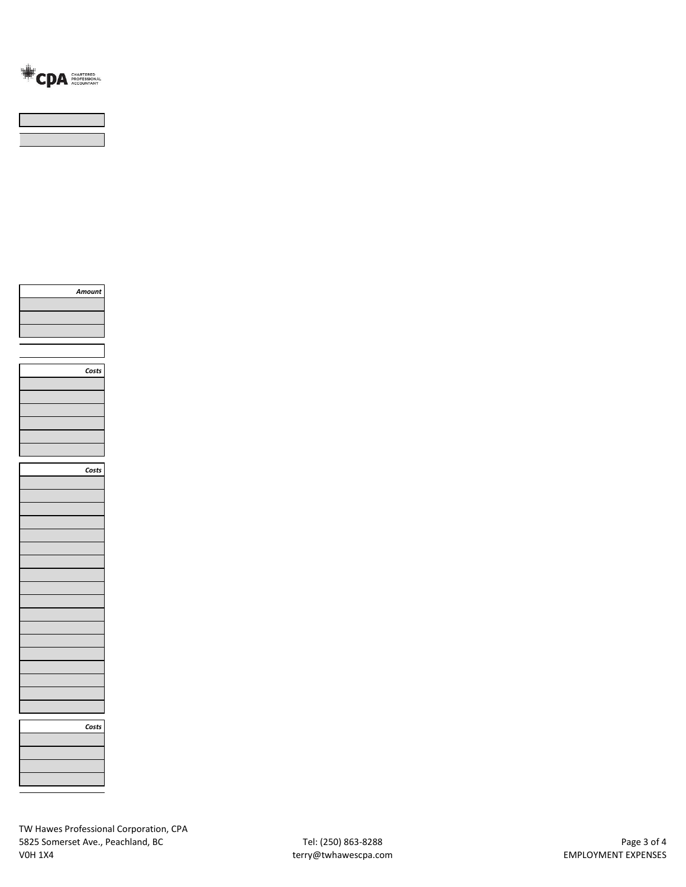| |
|---|
| |
| |

| Amount |
|---|
| |
| |
| |

| |
|---|
| |

| Costs |
|---|
| |
| |
| |
| |
| |
| |

| Costs |
|---|
| |
| |
| |
| |
| |
| |
| |
| |
| |
| |
| |
| |
| |
| |
| |
| |
| |
| |

| Costs |
|---|
| |
| |
| |
| |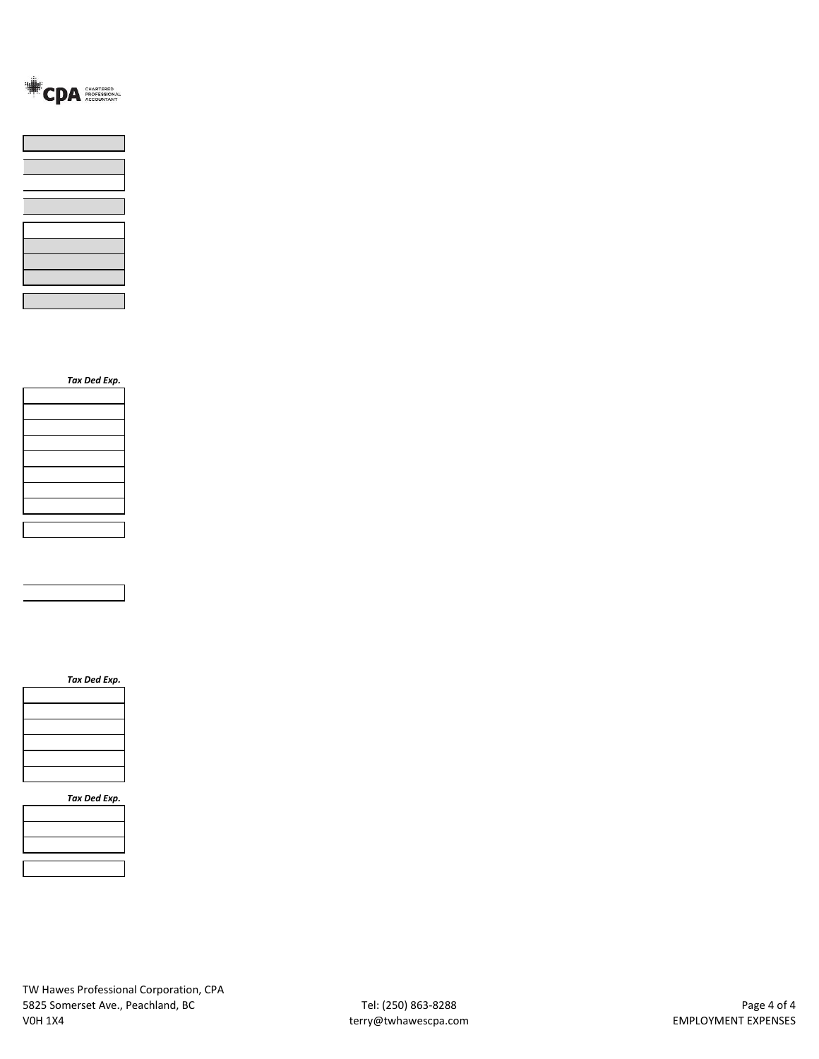CPA CHARTERED PROFESSIONAL ACCOUNTANT

| |
|---|
| |
| |
| |
| |
| |
| |
| |
| |
| |

| Tax Ded Exp. |
|---|
| |
| |
| |
| |
| |
| |
| |
| |
| |

| |
|---|
| |

| Tax Ded Exp. |
|---|
| |
| |
| |
| |
| |
| |

| Tax Ded Exp. |
|---|
| |
| |
| |
| |

TW Hawes Professional Corporation, CPA
5825 Somerset Ave., Peachland, BC
V0H 1X4

Tel: (250) 863-8288
terry@twhawescpa.com

EMPLOYMENT EXPENSES